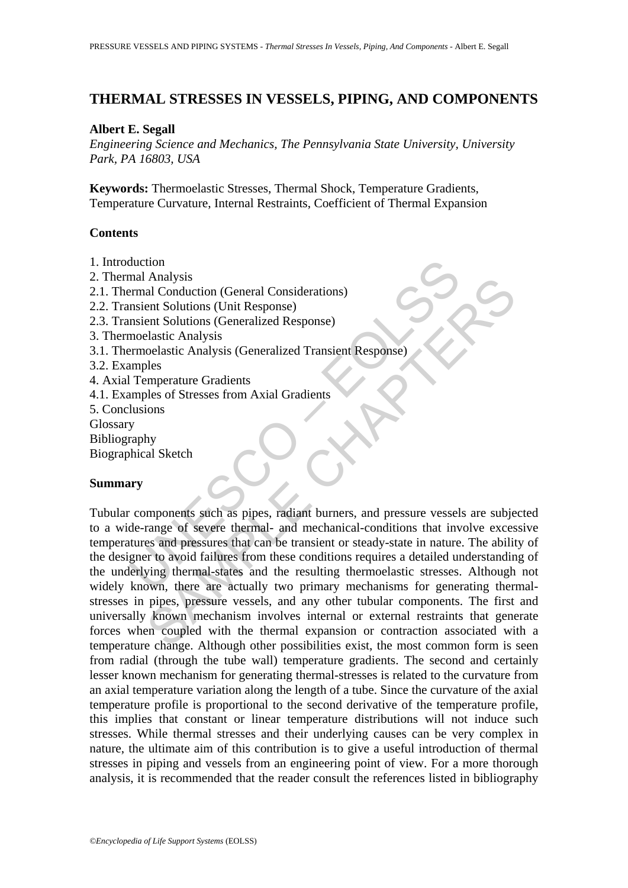# THERMAL STRESSES IN VESSELS, PIPING, AND COMPONENTS

**Albert E. Segall**

*Engineering Science and Mechanics, The Pennsylvania State University, University Park, PA 16803, USA*

**Keywords:** Thermoelastic Stresses, Thermal Shock, Temperature Gradients, Temperature Curvature, Internal Restraints, Coefficient of Thermal Expansion

## Contents

1. Introduction
2. Thermal Analysis
2.1. Thermal Conduction (General Considerations)
2.2. Transient Solutions (Unit Response)
2.3. Transient Solutions (Generalized Response)
3. Thermoelastic Analysis
3.1. Thermoelastic Analysis (Generalized Transient Response)
3.2. Examples
4. Axial Temperature Gradients
4.1. Examples of Stresses from Axial Gradients
5. Conclusions

Glossary
Bibliography
Biographical Sketch

## Summary

Tubular components such as pipes, radiant burners, and pressure vessels are subjected to a wide-range of severe thermal- and mechanical-conditions that involve excessive temperatures and pressures that can be transient or steady-state in nature. The ability of the designer to avoid failures from these conditions requires a detailed understanding of the underlying thermal-states and the resulting thermoelastic stresses. Although not widely known, there are actually two primary mechanisms for generating thermal-stresses in pipes, pressure vessels, and any other tubular components. The first and universally known mechanism involves internal or external restraints that generate forces when coupled with the thermal expansion or contraction associated with a temperature change. Although other possibilities exist, the most common form is seen from radial (through the tube wall) temperature gradients. The second and certainly lesser known mechanism for generating thermal-stresses is related to the curvature from an axial temperature variation along the length of a tube. Since the curvature of the axial temperature profile is proportional to the second derivative of the temperature profile, this implies that constant or linear temperature distributions will not induce such stresses. While thermal stresses and their underlying causes can be very complex in nature, the ultimate aim of this contribution is to give a useful introduction of thermal stresses in piping and vessels from an engineering point of view. For a more thorough analysis, it is recommended that the reader consult the references listed in bibliography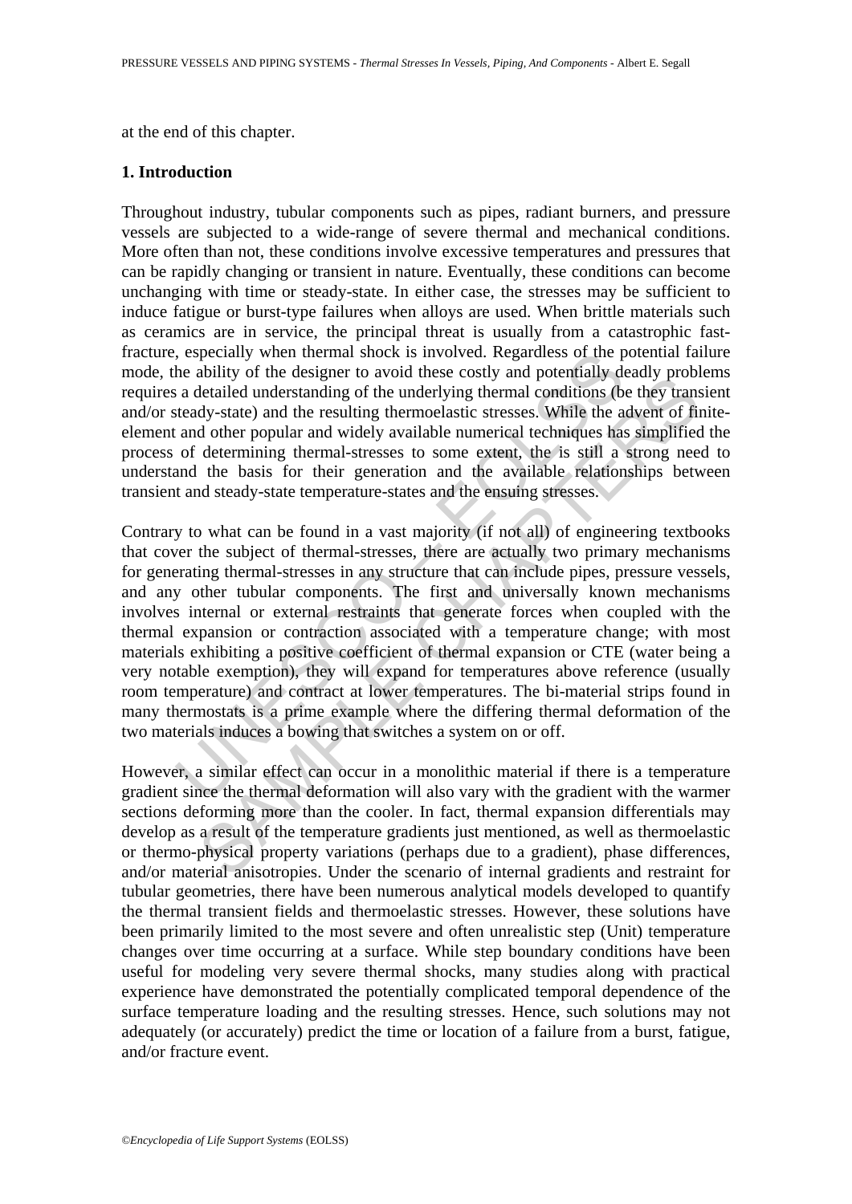at the end of this chapter.

## 1. Introduction

Throughout industry, tubular components such as pipes, radiant burners, and pressure vessels are subjected to a wide-range of severe thermal and mechanical conditions. More often than not, these conditions involve excessive temperatures and pressures that can be rapidly changing or transient in nature. Eventually, these conditions can become unchanging with time or steady-state. In either case, the stresses may be sufficient to induce fatigue or burst-type failures when alloys are used. When brittle materials such as ceramics are in service, the principal threat is usually from a catastrophic fast-fracture, especially when thermal shock is involved. Regardless of the potential failure mode, the ability of the designer to avoid these costly and potentially deadly problems requires a detailed understanding of the underlying thermal conditions (be they transient and/or steady-state) and the resulting thermoelastic stresses. While the advent of finite-element and other popular and widely available numerical techniques has simplified the process of determining thermal-stresses to some extent, the is still a strong need to understand the basis for their generation and the available relationships between transient and steady-state temperature-states and the ensuing stresses.

Contrary to what can be found in a vast majority (if not all) of engineering textbooks that cover the subject of thermal-stresses, there are actually two primary mechanisms for generating thermal-stresses in any structure that can include pipes, pressure vessels, and any other tubular components. The first and universally known mechanisms involves internal or external restraints that generate forces when coupled with the thermal expansion or contraction associated with a temperature change; with most materials exhibiting a positive coefficient of thermal expansion or CTE (water being a very notable exemption), they will expand for temperatures above reference (usually room temperature) and contract at lower temperatures. The bi-material strips found in many thermostats is a prime example where the differing thermal deformation of the two materials induces a bowing that switches a system on or off.

However, a similar effect can occur in a monolithic material if there is a temperature gradient since the thermal deformation will also vary with the gradient with the warmer sections deforming more than the cooler. In fact, thermal expansion differentials may develop as a result of the temperature gradients just mentioned, as well as thermoelastic or thermo-physical property variations (perhaps due to a gradient), phase differences, and/or material anisotropies. Under the scenario of internal gradients and restraint for tubular geometries, there have been numerous analytical models developed to quantify the thermal transient fields and thermoelastic stresses. However, these solutions have been primarily limited to the most severe and often unrealistic step (Unit) temperature changes over time occurring at a surface. While step boundary conditions have been useful for modeling very severe thermal shocks, many studies along with practical experience have demonstrated the potentially complicated temporal dependence of the surface temperature loading and the resulting stresses. Hence, such solutions may not adequately (or accurately) predict the time or location of a failure from a burst, fatigue, and/or fracture event.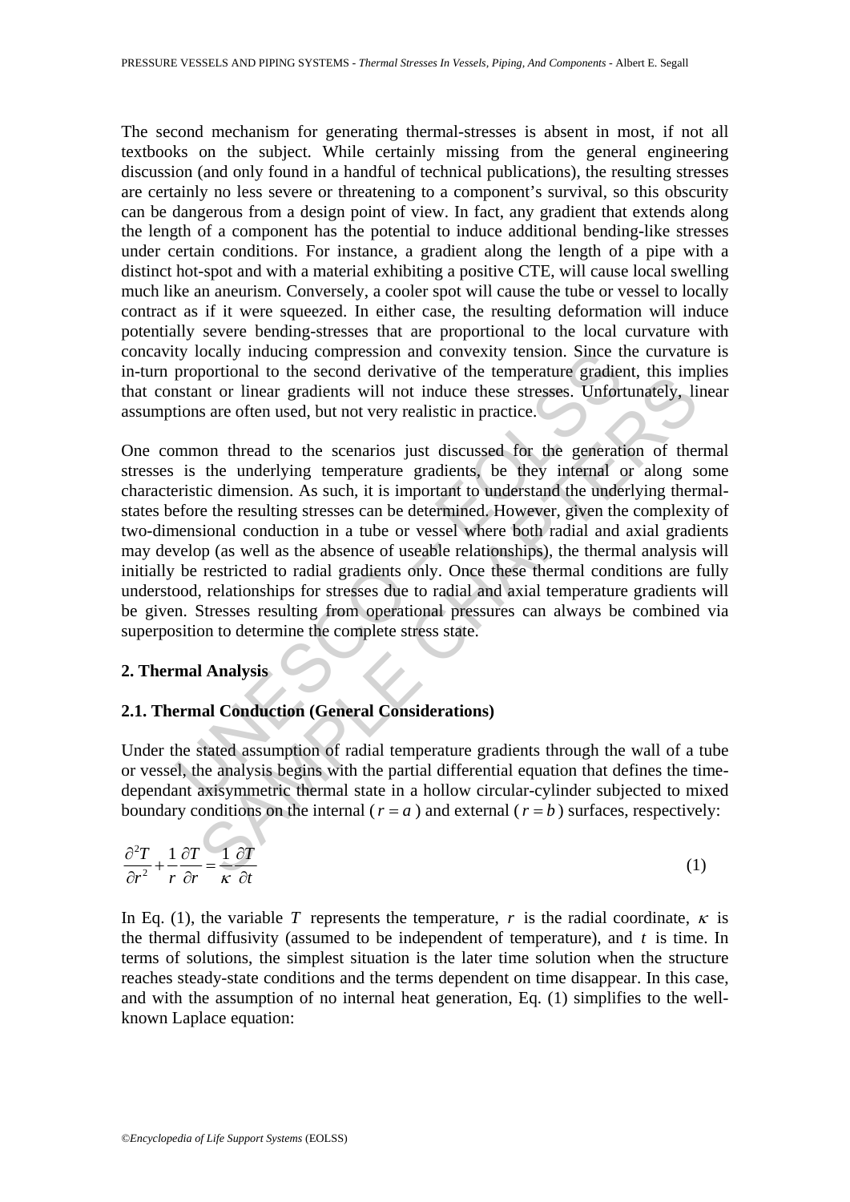The second mechanism for generating thermal-stresses is absent in most, if not all textbooks on the subject. While certainly missing from the general engineering discussion (and only found in a handful of technical publications), the resulting stresses are certainly no less severe or threatening to a component's survival, so this obscurity can be dangerous from a design point of view. In fact, any gradient that extends along the length of a component has the potential to induce additional bending-like stresses under certain conditions. For instance, a gradient along the length of a pipe with a distinct hot-spot and with a material exhibiting a positive CTE, will cause local swelling much like an aneurism. Conversely, a cooler spot will cause the tube or vessel to locally contract as if it were squeezed. In either case, the resulting deformation will induce potentially severe bending-stresses that are proportional to the local curvature with concavity locally inducing compression and convexity tension. Since the curvature is in-turn proportional to the second derivative of the temperature gradient, this implies that constant or linear gradients will not induce these stresses. Unfortunately, linear assumptions are often used, but not very realistic in practice.

One common thread to the scenarios just discussed for the generation of thermal stresses is the underlying temperature gradients, be they internal or along some characteristic dimension. As such, it is important to understand the underlying thermal-states before the resulting stresses can be determined. However, given the complexity of two-dimensional conduction in a tube or vessel where both radial and axial gradients may develop (as well as the absence of useable relationships), the thermal analysis will initially be restricted to radial gradients only. Once these thermal conditions are fully understood, relationships for stresses due to radial and axial temperature gradients will be given. Stresses resulting from operational pressures can always be combined via superposition to determine the complete stress state.

## 2. Thermal Analysis

### 2.1. Thermal Conduction (General Considerations)

Under the stated assumption of radial temperature gradients through the wall of a tube or vessel, the analysis begins with the partial differential equation that defines the time-dependant axisymmetric thermal state in a hollow circular-cylinder subjected to mixed boundary conditions on the internal ($r = a$) and external ($r = b$) surfaces, respectively:

$$\frac{\partial^2 T}{\partial r^2} + \frac{1}{r}\frac{\partial T}{\partial r} = \frac{1}{\kappa}\frac{\partial T}{\partial t} \tag{1}$$

In Eq. (1), the variable $T$ represents the temperature, $r$ is the radial coordinate, $\kappa$ is the thermal diffusivity (assumed to be independent of temperature), and $t$ is time. In terms of solutions, the simplest situation is the later time solution when the structure reaches steady-state conditions and the terms dependent on time disappear. In this case, and with the assumption of no internal heat generation, Eq. (1) simplifies to the well-known Laplace equation: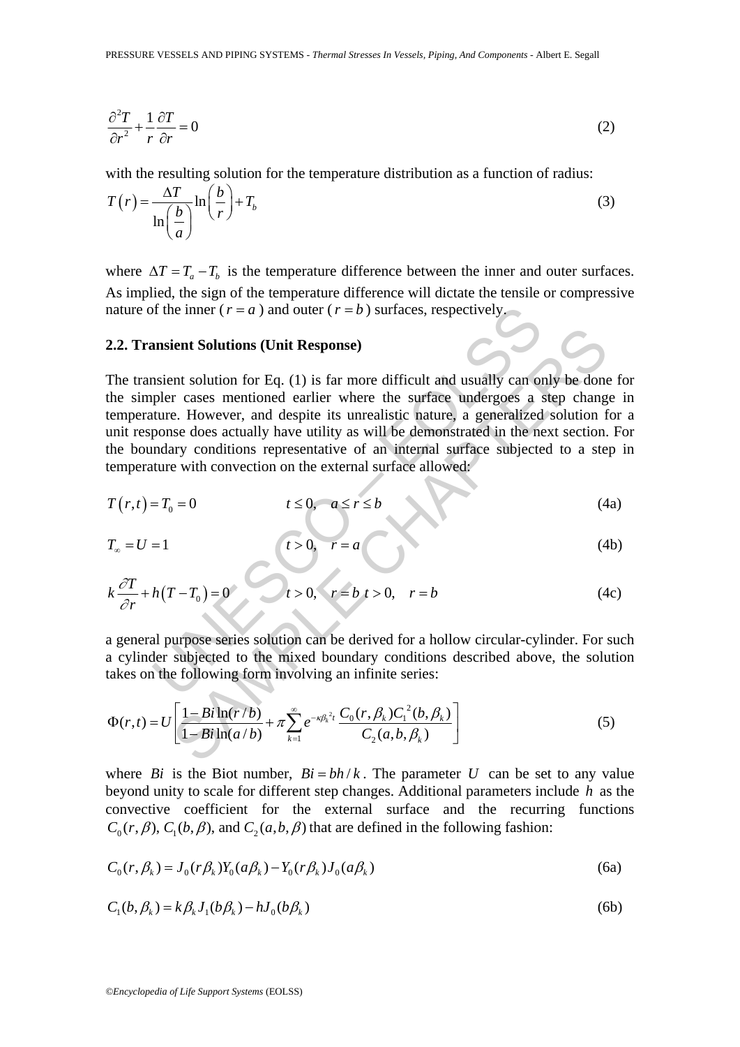$$\frac{\partial^2 T}{\partial r^2} + \frac{1}{r}\frac{\partial T}{\partial r} = 0 \tag{2}$$

with the resulting solution for the temperature distribution as a function of radius:

$$T(r) = \frac{\Delta T}{\ln\left(\frac{b}{a}\right)} \ln\left(\frac{b}{r}\right) + T_b \tag{3}$$

where $\Delta T = T_a - T_b$ is the temperature difference between the inner and outer surfaces. As implied, the sign of the temperature difference will dictate the tensile or compressive nature of the inner ($r = a$) and outer ($r = b$) surfaces, respectively.

### 2.2. Transient Solutions (Unit Response)

The transient solution for Eq. (1) is far more difficult and usually can only be done for the simpler cases mentioned earlier where the surface undergoes a step change in temperature. However, and despite its unrealistic nature, a generalized solution for a unit response does actually have utility as will be demonstrated in the next section. For the boundary conditions representative of an internal surface subjected to a step in temperature with convection on the external surface allowed:

$$T(r,t) = T_0 = 0 \qquad t \le 0, \quad a \le r \le b \tag{4a}$$

$$T_\infty = U = 1 \qquad t > 0, \quad r = a \tag{4b}$$

$$k\frac{\partial T}{\partial r} + h(T - T_0) = 0 \qquad t > 0, \quad r = b \; t > 0, \quad r = b \tag{4c}$$

a general purpose series solution can be derived for a hollow circular-cylinder. For such a cylinder subjected to the mixed boundary conditions described above, the solution takes on the following form involving an infinite series:

$$\Phi(r,t) = U\left[\frac{1 - Bi\ln(r/b)}{1 - Bi\ln(a/b)} + \pi\sum_{k=1}^{\infty} e^{-\kappa\beta_k^2 t}\frac{C_0(r,\beta_k)C_1^{\,2}(b,\beta_k)}{C_2(a,b,\beta_k)}\right] \tag{5}$$

where $Bi$ is the Biot number, $Bi = bh/k$. The parameter $U$ can be set to any value beyond unity to scale for different step changes. Additional parameters include $h$ as the convective coefficient for the external surface and the recurring functions $C_0(r,\beta)$, $C_1(b,\beta)$, and $C_2(a,b,\beta)$ that are defined in the following fashion:

$$C_0(r,\beta_k) = J_0(r\beta_k)Y_0(a\beta_k) - Y_0(r\beta_k)J_0(a\beta_k) \tag{6a}$$

$$C_1(b,\beta_k) = k\beta_k J_1(b\beta_k) - hJ_0(b\beta_k) \tag{6b}$$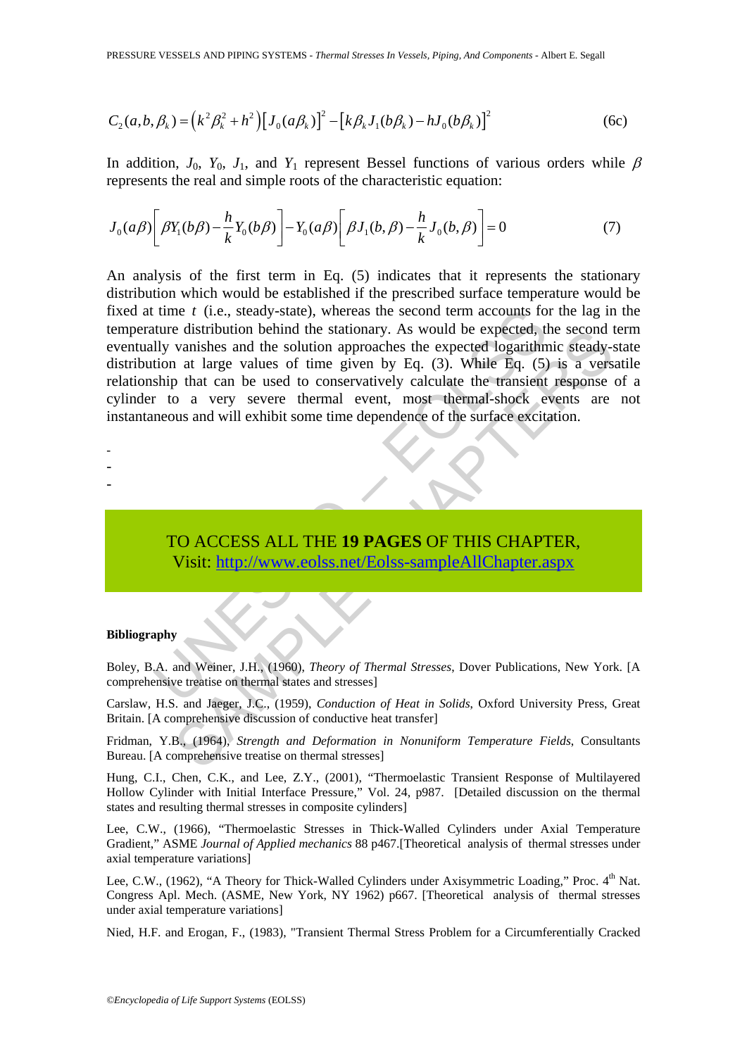$$C_2(a,b,\beta_k) = \left(k^2\beta_k^2 + h^2\right)\left[J_0(a\beta_k)\right]^2 - \left[k\beta_k J_1(b\beta_k) - hJ_0(b\beta_k)\right]^2 \tag{6c}$$

In addition, $J_0$, $Y_0$, $J_1$, and $Y_1$ represent Bessel functions of various orders while $\beta$ represents the real and simple roots of the characteristic equation:

$$J_0(a\beta)\left[\beta Y_1(b\beta) - \frac{h}{k}Y_0(b\beta)\right] - Y_0(a\beta)\left[\beta J_1(b,\beta) - \frac{h}{k}J_0(b,\beta)\right] = 0 \tag{7}$$

An analysis of the first term in Eq. (5) indicates that it represents the stationary distribution which would be established if the prescribed surface temperature would be fixed at time $t$ (i.e., steady-state), whereas the second term accounts for the lag in the temperature distribution behind the stationary. As would be expected, the second term eventually vanishes and the solution approaches the expected logarithmic steady-state distribution at large values of time given by Eq. (3). While Eq. (5) is a versatile relationship that can be used to conservatively calculate the transient response of a cylinder to a very severe thermal event, most thermal-shock events are not instantaneous and will exhibit some time dependence of the surface excitation.

-
-
-

TO ACCESS ALL THE **19 PAGES** OF THIS CHAPTER,
Visit: http://www.eolss.net/Eolss-sampleAllChapter.aspx

**Bibliography**

Boley, B.A. and Weiner, J.H., (1960), *Theory of Thermal Stresses*, Dover Publications, New York. [A comprehensive treatise on thermal states and stresses]

Carslaw, H.S. and Jaeger, J.C., (1959), *Conduction of Heat in Solids*, Oxford University Press, Great Britain. [A comprehensive discussion of conductive heat transfer]

Fridman, Y.B., (1964), *Strength and Deformation in Nonuniform Temperature Fields*, Consultants Bureau. [A comprehensive treatise on thermal stresses]

Hung, C.I., Chen, C.K., and Lee, Z.Y., (2001), "Thermoelastic Transient Response of Multilayered Hollow Cylinder with Initial Interface Pressure," Vol. 24, p987. [Detailed discussion on the thermal states and resulting thermal stresses in composite cylinders]

Lee, C.W., (1966), "Thermoelastic Stresses in Thick-Walled Cylinders under Axial Temperature Gradient," ASME *Journal of Applied mechanics* 88 p467.[Theoretical analysis of thermal stresses under axial temperature variations]

Lee, C.W., (1962), "A Theory for Thick-Walled Cylinders under Axisymmetric Loading," Proc. 4th Nat. Congress Apl. Mech. (ASME, New York, NY 1962) p667. [Theoretical analysis of thermal stresses under axial temperature variations]

Nied, H.F. and Erogan, F., (1983), "Transient Thermal Stress Problem for a Circumferentially Cracked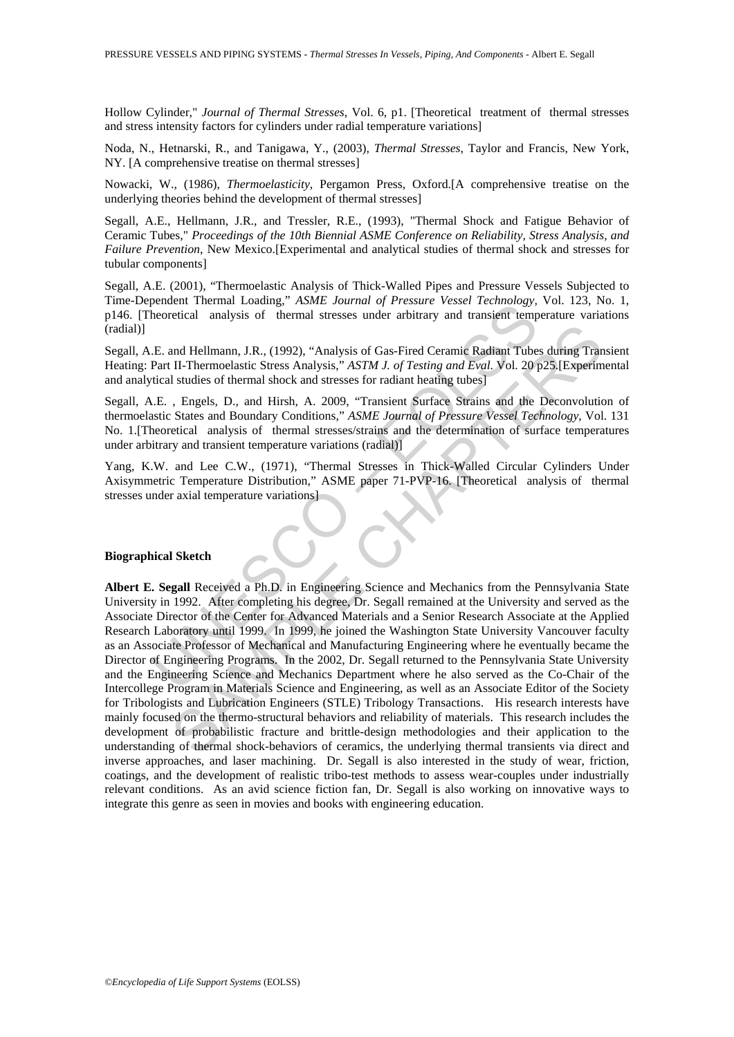Hollow Cylinder," *Journal of Thermal Stresses*, Vol. 6, p1. [Theoretical treatment of thermal stresses and stress intensity factors for cylinders under radial temperature variations]

Noda, N., Hetnarski, R., and Tanigawa, Y., (2003), *Thermal Stresses*, Taylor and Francis, New York, NY. [A comprehensive treatise on thermal stresses]

Nowacki, W., (1986), *Thermoelasticity*, Pergamon Press, Oxford.[A comprehensive treatise on the underlying theories behind the development of thermal stresses]

Segall, A.E., Hellmann, J.R., and Tressler, R.E., (1993), "Thermal Shock and Fatigue Behavior of Ceramic Tubes," *Proceedings of the 10th Biennial ASME Conference on Reliability, Stress Analysis, and Failure Prevention*, New Mexico.[Experimental and analytical studies of thermal shock and stresses for tubular components]

Segall, A.E. (2001), "Thermoelastic Analysis of Thick-Walled Pipes and Pressure Vessels Subjected to Time-Dependent Thermal Loading," *ASME Journal of Pressure Vessel Technology*, Vol. 123, No. 1, p146. [Theoretical analysis of thermal stresses under arbitrary and transient temperature variations (radial)]

Segall, A.E. and Hellmann, J.R., (1992), "Analysis of Gas-Fired Ceramic Radiant Tubes during Transient Heating: Part II-Thermoelastic Stress Analysis," *ASTM J. of Testing and Eval*. Vol. 20 p25.[Experimental and analytical studies of thermal shock and stresses for radiant heating tubes]

Segall, A.E. , Engels, D., and Hirsh, A. 2009, "Transient Surface Strains and the Deconvolution of thermoelastic States and Boundary Conditions," *ASME Journal of Pressure Vessel Technology*, Vol. 131 No. 1.[Theoretical analysis of thermal stresses/strains and the determination of surface temperatures under arbitrary and transient temperature variations (radial)]

Yang, K.W. and Lee C.W., (1971), "Thermal Stresses in Thick-Walled Circular Cylinders Under Axisymmetric Temperature Distribution," ASME paper 71-PVP-16. [Theoretical analysis of thermal stresses under axial temperature variations]

#### Biographical Sketch

**Albert E. Segall** Received a Ph.D. in Engineering Science and Mechanics from the Pennsylvania State University in 1992. After completing his degree, Dr. Segall remained at the University and served as the Associate Director of the Center for Advanced Materials and a Senior Research Associate at the Applied Research Laboratory until 1999. In 1999, he joined the Washington State University Vancouver faculty as an Associate Professor of Mechanical and Manufacturing Engineering where he eventually became the Director of Engineering Programs. In the 2002, Dr. Segall returned to the Pennsylvania State University and the Engineering Science and Mechanics Department where he also served as the Co-Chair of the Intercollege Program in Materials Science and Engineering, as well as an Associate Editor of the Society for Tribologists and Lubrication Engineers (STLE) Tribology Transactions. His research interests have mainly focused on the thermo-structural behaviors and reliability of materials. This research includes the development of probabilistic fracture and brittle-design methodologies and their application to the understanding of thermal shock-behaviors of ceramics, the underlying thermal transients via direct and inverse approaches, and laser machining. Dr. Segall is also interested in the study of wear, friction, coatings, and the development of realistic tribo-test methods to assess wear-couples under industrially relevant conditions. As an avid science fiction fan, Dr. Segall is also working on innovative ways to integrate this genre as seen in movies and books with engineering education.